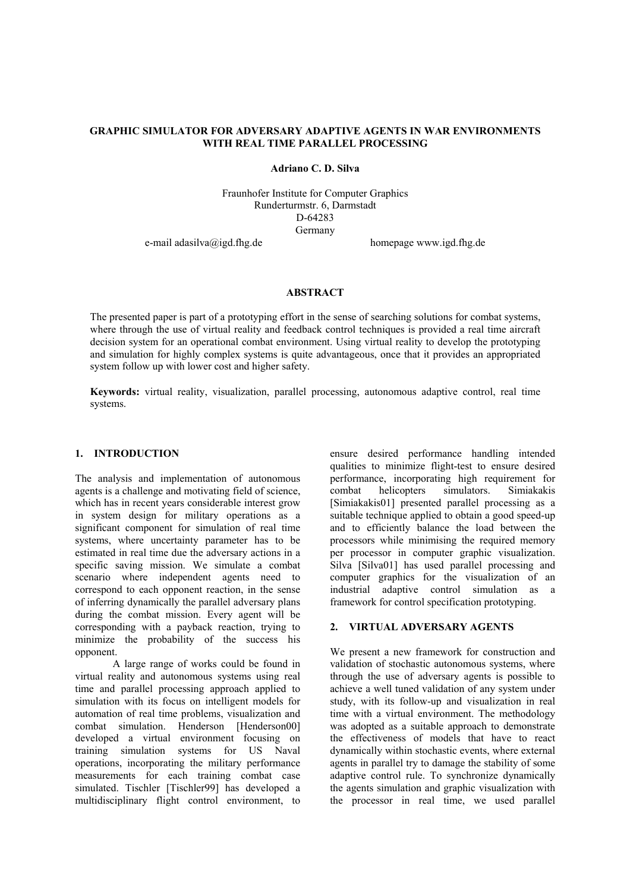# GRAPHIC SIMULATOR FOR ADVERSARY ADAPTIVE AGENTS IN WAR ENVIRONMENTS WITH REAL TIME PARALLEL PROCESSING

**Adriano C. D. Silva**

Fraunhofer Institute for Computer Graphics
Runderturmstr. 6, Darmstadt
D-64283
Germany

e-mail adasilva@igd.fhg.de homepage www.igd.fhg.de

## ABSTRACT

The presented paper is part of a prototyping effort in the sense of searching solutions for combat systems, where through the use of virtual reality and feedback control techniques is provided a real time aircraft decision system for an operational combat environment. Using virtual reality to develop the prototyping and simulation for highly complex systems is quite advantageous, once that it provides an appropriated system follow up with lower cost and higher safety.

**Keywords:** virtual reality, visualization, parallel processing, autonomous adaptive control, real time systems.

## 1. INTRODUCTION

The analysis and implementation of autonomous agents is a challenge and motivating field of science, which has in recent years considerable interest grow in system design for military operations as a significant component for simulation of real time systems, where uncertainty parameter has to be estimated in real time due the adversary actions in a specific saving mission. We simulate a combat scenario where independent agents need to correspond to each opponent reaction, in the sense of inferring dynamically the parallel adversary plans during the combat mission. Every agent will be corresponding with a payback reaction, trying to minimize the probability of the success his opponent.

A large range of works could be found in virtual reality and autonomous systems using real time and parallel processing approach applied to simulation with its focus on intelligent models for automation of real time problems, visualization and combat simulation. Henderson [Henderson00] developed a virtual environment focusing on training simulation systems for US Naval operations, incorporating the military performance measurements for each training combat case simulated. Tischler [Tischler99] has developed a multidisciplinary flight control environment, to ensure desired performance handling intended qualities to minimize flight-test to ensure desired performance, incorporating high requirement for combat helicopters simulators. Simiakakis [Simiakakis01] presented parallel processing as a suitable technique applied to obtain a good speed-up and to efficiently balance the load between the processors while minimising the required memory per processor in computer graphic visualization. Silva [Silva01] has used parallel processing and computer graphics for the visualization of an industrial adaptive control simulation as a framework for control specification prototyping.

## 2. VIRTUAL ADVERSARY AGENTS

We present a new framework for construction and validation of stochastic autonomous systems, where through the use of adversary agents is possible to achieve a well tuned validation of any system under study, with its follow-up and visualization in real time with a virtual environment. The methodology was adopted as a suitable approach to demonstrate the effectiveness of models that have to react dynamically within stochastic events, where external agents in parallel try to damage the stability of some adaptive control rule. To synchronize dynamically the agents simulation and graphic visualization with the processor in real time, we used parallel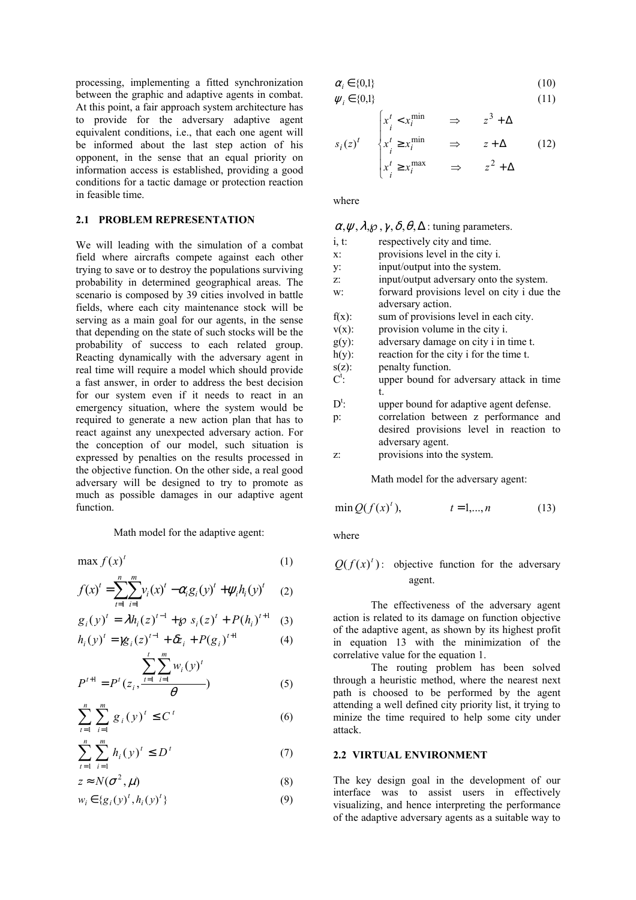processing, implementing a fitted synchronization between the graphic and adaptive agents in combat. At this point, a fair approach system architecture has to provide for the adversary adaptive agent equivalent conditions, i.e., that each one agent will be informed about the last step action of his opponent, in the sense that an equal priority on information access is established, providing a good conditions for a tactic damage or protection reaction in feasible time.

## 2.1 PROBLEM REPRESENTATION

We will leading with the simulation of a combat field where aircrafts compete against each other trying to save or to destroy the populations surviving probability in determined geographical areas. The scenario is composed by 39 cities involved in battle fields, where each city maintenance stock will be serving as a main goal for our agents, in the sense that depending on the state of such stocks will be the probability of success to each related group. Reacting dynamically with the adversary agent in real time will require a model which should provide a fast answer, in order to address the best decision for our system even if it needs to react in an emergency situation, where the system would be required to generate a new action plan that has to react against any unexpected adversary action. For the conception of our model, such situation is expressed by penalties on the results processed in the objective function. On the other side, a real good adversary will be designed to try to promote as much as possible damages in our adaptive agent function.

Math model for the adaptive agent:

$$\max f(x)^t \tag{1}$$

$$f(x)^t = \sum_{t=1}^{n}\sum_{i=1}^{m} v_i(x)^t - \alpha_i g_i(y)^t + \psi_i h_i(y)^t \tag{2}$$

$$g_i(y)^t = \lambda h_i(z)^{t-1} + \wp\, s_i(z)^t + P(h_i)^{t+1} \tag{3}$$

$$h_i(y)^t = \gamma g_i(z)^{t-1} + \delta z_i + P(g_i)^{t+1} \tag{4}$$

$$P^{t+1} = P^t\left(z_i, \frac{\sum_{t=1}^{t}\sum_{i=1}^{m} w_i(y)^t}{\theta}\right) \tag{5}$$

$$\sum_{t=1}^{n}\sum_{i=1}^{m} g_i(y)^t \leq C^t \tag{6}$$

$$\sum_{t=1}^{n}\sum_{i=1}^{m} h_i(y)^t \leq D^t \tag{7}$$

$$z \approx N(\sigma^2, \mu) \tag{8}$$

$$w_i \in \{g_i(y)^t, h_i(y)^t\} \tag{9}$$

$$\alpha_i \in \{0,1\} \tag{10}$$

$$\psi_i \in \{0,1\} \tag{11}$$

$$s_i(z)^t \begin{cases} x_i^t < x_i^{\min} & \Rightarrow \quad z^3 + \Delta \\ x_i^t \geq x_i^{\min} & \Rightarrow \quad z + \Delta \\ x_i^t \geq x_i^{\max} & \Rightarrow \quad z^2 + \Delta \end{cases} \tag{12}$$

where

- $\alpha, \psi, \lambda, \wp, \gamma, \delta, \theta, \Delta$: tuning parameters.
- i, t: respectively city and time.
- x: provisions level in the city i.
- y: input/output into the system.
- z: input/output adversary onto the system.
- w: forward provisions level on city i due the adversary action.
- f(x): sum of provisions level in each city.
- v(x): provision volume in the city i.
- g(y): adversary damage on city i in time t.
- h(y): reaction for the city i for the time t.
- s(z): penalty function.
- $C^t$: upper bound for adversary attack in time t.
- $D^t$: upper bound for adaptive agent defense.
- p: correlation between z performance and desired provisions level in reaction to adversary agent.
- z: provisions into the system.

Math model for the adversary agent:

$$\min Q(f(x)^t), \qquad t = 1,...,n \tag{13}$$

where

$Q(f(x)^t)$: objective function for the adversary agent.

The effectiveness of the adversary agent action is related to its damage on function objective of the adaptive agent, as shown by its highest profit in equation 13 with the minimization of the correlative value for the equation 1.

The routing problem has been solved through a heuristic method, where the nearest next path is choosed to be performed by the agent attending a well defined city priority list, it trying to minize the time required to help some city under attack.

## 2.2 VIRTUAL ENVIRONMENT

The key design goal in the development of our interface was to assist users in effectively visualizing, and hence interpreting the performance of the adaptive adversary agents as a suitable way to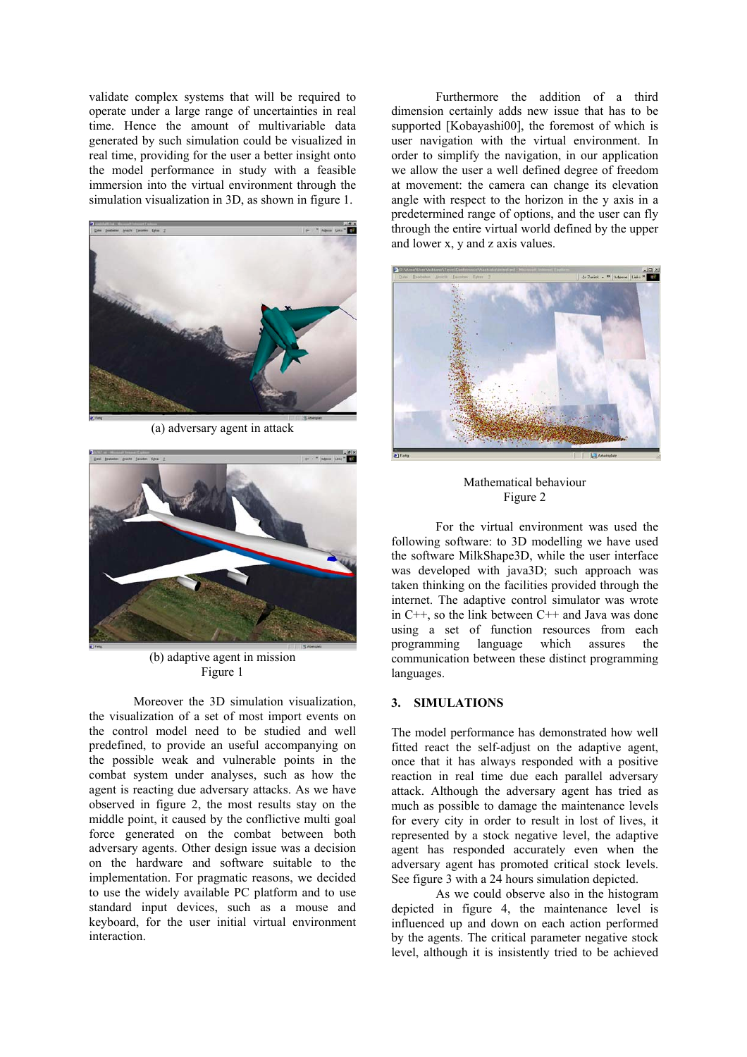validate complex systems that will be required to operate under a large range of uncertainties in real time. Hence the amount of multivariable data generated by such simulation could be visualized in real time, providing for the user a better insight onto the model performance in study with a feasible immersion into the virtual environment through the simulation visualization in 3D, as shown in figure 1.

(a) adversary agent in attack

(b) adaptive agent in mission
Figure 1

Moreover the 3D simulation visualization, the visualization of a set of most import events on the control model need to be studied and well predefined, to provide an useful accompanying on the possible weak and vulnerable points in the combat system under analyses, such as how the agent is reacting due adversary attacks. As we have observed in figure 2, the most results stay on the middle point, it caused by the conflictive multi goal force generated on the combat between both adversary agents. Other design issue was a decision on the hardware and software suitable to the implementation. For pragmatic reasons, we decided to use the widely available PC platform and to use standard input devices, such as a mouse and keyboard, for the user initial virtual environment interaction.

Furthermore the addition of a third dimension certainly adds new issue that has to be supported [Kobayashi00], the foremost of which is user navigation with the virtual environment. In order to simplify the navigation, in our application we allow the user a well defined degree of freedom at movement: the camera can change its elevation angle with respect to the horizon in the y axis in a predetermined range of options, and the user can fly through the entire virtual world defined by the upper and lower x, y and z axis values.

Mathematical behaviour
Figure 2

For the virtual environment was used the following software: to 3D modelling we have used the software MilkShape3D, while the user interface was developed with java3D; such approach was taken thinking on the facilities provided through the internet. The adaptive control simulator was wrote in C++, so the link between C++ and Java was done using a set of function resources from each programming language which assures the communication between these distinct programming languages.

## 3. SIMULATIONS

The model performance has demonstrated how well fitted react the self-adjust on the adaptive agent, once that it has always responded with a positive reaction in real time due each parallel adversary attack. Although the adversary agent has tried as much as possible to damage the maintenance levels for every city in order to result in lost of lives, it represented by a stock negative level, the adaptive agent has responded accurately even when the adversary agent has promoted critical stock levels. See figure 3 with a 24 hours simulation depicted.

As we could observe also in the histogram depicted in figure 4, the maintenance level is influenced up and down on each action performed by the agents. The critical parameter negative stock level, although it is insistently tried to be achieved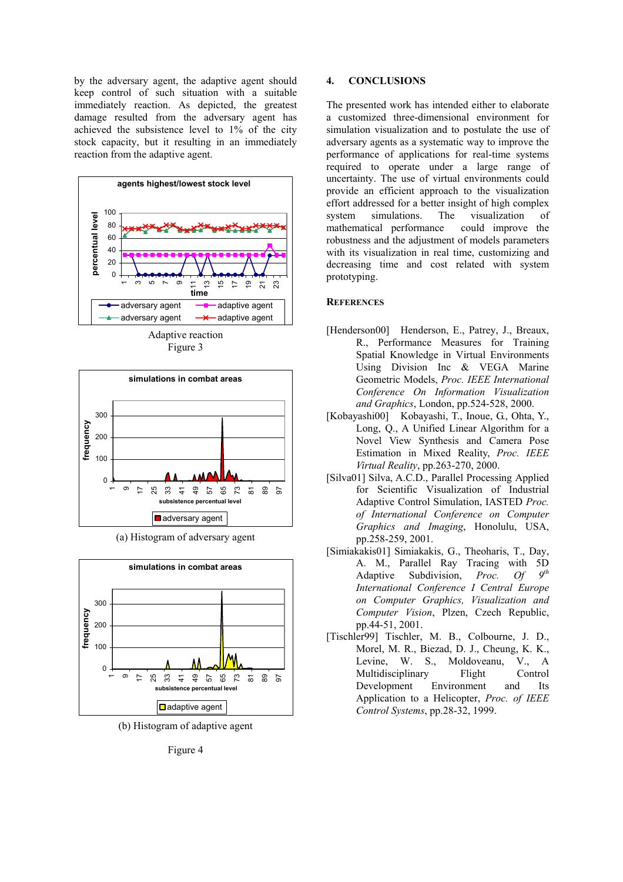by the adversary agent, the adaptive agent should keep control of such situation with a suitable reaction immediately. As depicted, the greatest damage resulted from the adversary agent has achieved the subsistence level to 1% of the city stock capacity, but it resulting in an immediately reaction from the adaptive agent.

agents highest/lowest stock level

percentual level

100
80
60
40
20
0

1 3 5 7 9 11 13 15 17 19 21 23

time

adversary agent
adaptive agent
adversary agent
adaptive agent

Adaptive reaction
Figure 3

simulations in combat areas

frequency

300
200
100
0

1 9 17 25 33 41 49 57 65 73 81 89 97

subsistence percentual level

adversary agent

(a) Histogram of adversary agent

simulations in combat areas

frequency

300
200
100
0

1 9 17 25 33 41 49 57 65 73 81 89 97

subsistence percentual level

adaptive agent

(b) Histogram of adaptive agent

Figure 4

## 4. CONCLUSIONS

The presented work has intended either to elaborate a customized three-dimensional environment for simulation visualization and to postulate the use of adversary agents as a systematic way to improve the performance of applications for real-time systems required to operate under a large range of uncertainty. The use of virtual environments could provide an efficient approach to the visualization effort addressed for a better insight of high complex system simulations. The visualization of mathematical performance could improve the robustness and the adjustment of models parameters with its visualization in real time, customizing and decreasing time and cost related with system prototyping.

## REFERENCES

[Henderson00] Henderson, E., Patrey, J., Breaux, R., Performance Measures for Training Spatial Knowledge in Virtual Environments Using Division Inc & VEGA Marine Geometric Models, *Proc. IEEE International Conference On Information Visualization and Graphics*, London, pp.524-528, 2000.

[Kobayashi00] Kobayashi, T., Inoue, G., Ohta, Y., Long, Q., A Unified Linear Algorithm for a Novel View Synthesis and Camera Pose Estimation in Mixed Reality, *Proc. IEEE Virtual Reality*, pp.263-270, 2000.

[Silva01] Silva, A.C.D., Parallel Processing Applied for Scientific Visualization of Industrial Adaptive Control Simulation, IASTED *Proc. of International Conference on Computer Graphics and Imaging*, Honolulu, USA, pp.258-259, 2001.

[Simiakakis01] Simiakakis, G., Theoharis, T., Day, A. M., Parallel Ray Tracing with 5D Adaptive Subdivision, *Proc. Of 9th International Conference I Central Europe on Computer Graphics, Visualization and Computer Vision*, Plzen, Czech Republic, pp.44-51, 2001.

[Tischler99] Tischler, M. B., Colbourne, J. D., Morel, M. R., Biezad, D. J., Cheung, K. K., Levine, W. S., Moldoveanu, V., A Multidisciplinary Flight Control Development Environment and Its Application to a Helicopter, *Proc. of IEEE Control Systems*, pp.28-32, 1999.